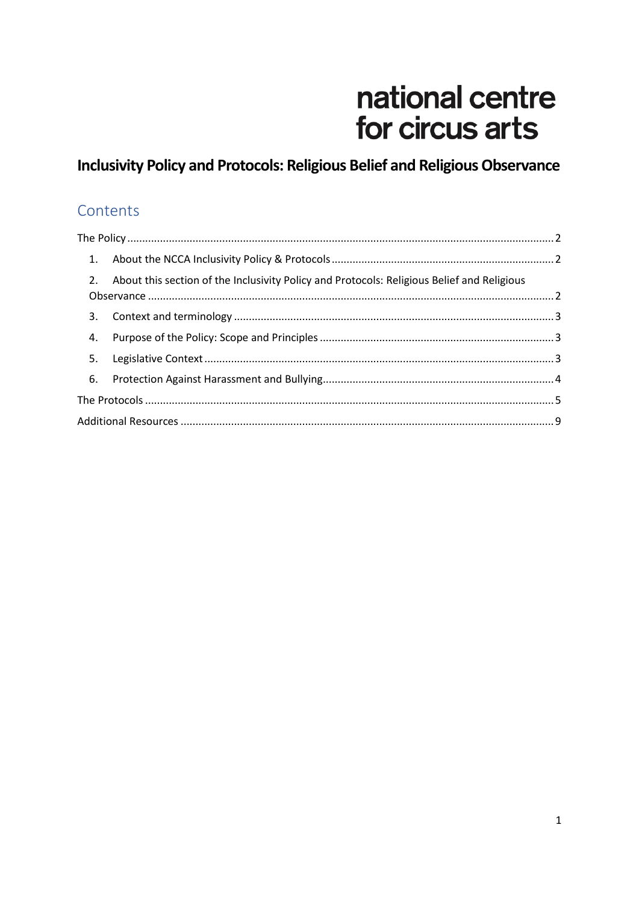national centre
for circus arts

# Inclusivity Policy and Protocols: Religious Belief and Religious Observance

## Contents

The Policy .......... 2

1. About the NCCA Inclusivity Policy & Protocols .......... 2
2. About this section of the Inclusivity Policy and Protocols: Religious Belief and Religious Observance .......... 2
3. Context and terminology .......... 3
4. Purpose of the Policy: Scope and Principles .......... 3
5. Legislative Context .......... 3
6. Protection Against Harassment and Bullying .......... 4

The Protocols .......... 5

Additional Resources .......... 9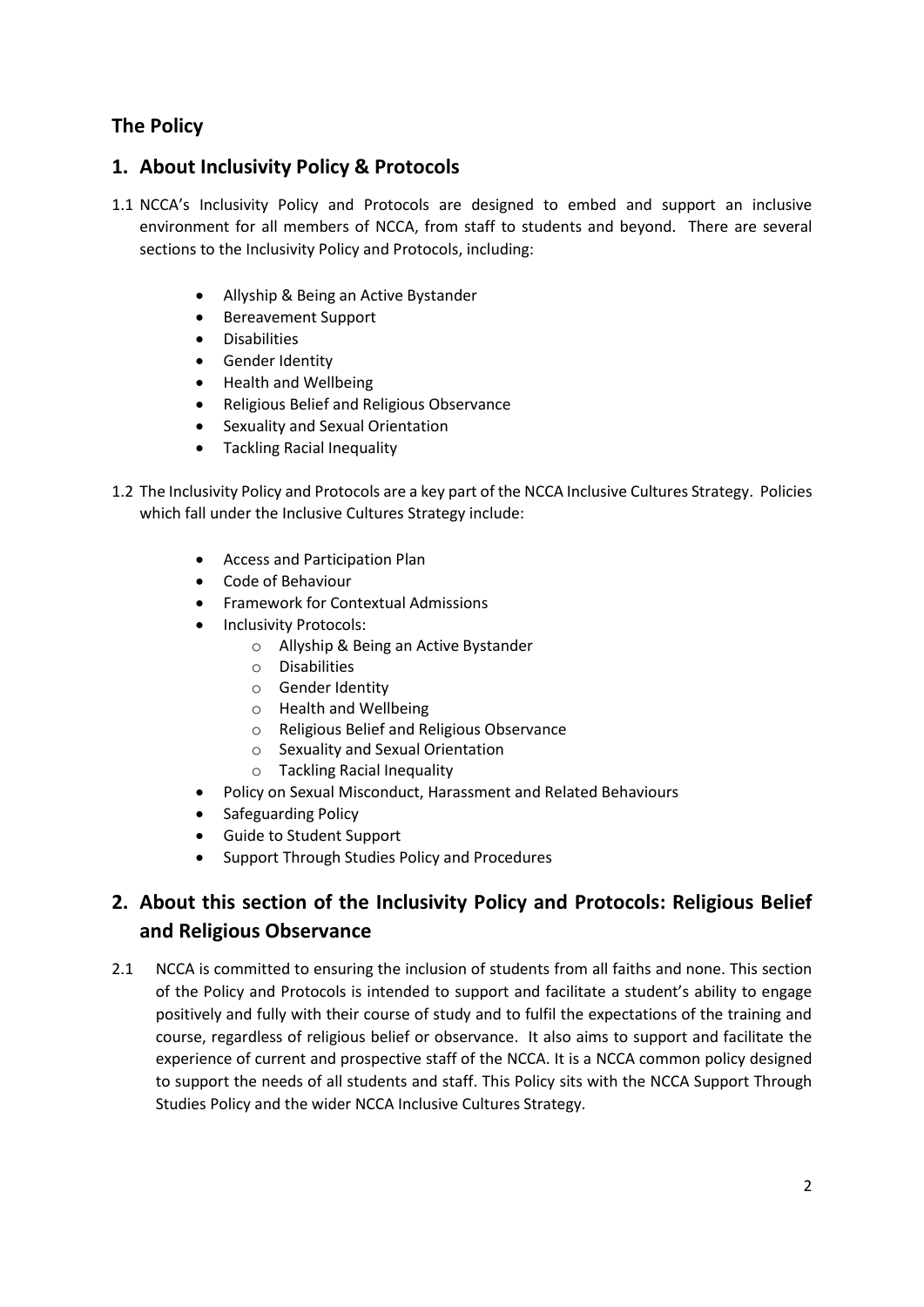## The Policy

## 1. About Inclusivity Policy & Protocols

1.1 NCCA's Inclusivity Policy and Protocols are designed to embed and support an inclusive environment for all members of NCCA, from staff to students and beyond. There are several sections to the Inclusivity Policy and Protocols, including:

- Allyship & Being an Active Bystander
- Bereavement Support
- Disabilities
- Gender Identity
- Health and Wellbeing
- Religious Belief and Religious Observance
- Sexuality and Sexual Orientation
- Tackling Racial Inequality

1.2 The Inclusivity Policy and Protocols are a key part of the NCCA Inclusive Cultures Strategy. Policies which fall under the Inclusive Cultures Strategy include:

- Access and Participation Plan
- Code of Behaviour
- Framework for Contextual Admissions
- Inclusivity Protocols:
    - Allyship & Being an Active Bystander
    - Disabilities
    - Gender Identity
    - Health and Wellbeing
    - Religious Belief and Religious Observance
    - Sexuality and Sexual Orientation
    - Tackling Racial Inequality
- Policy on Sexual Misconduct, Harassment and Related Behaviours
- Safeguarding Policy
- Guide to Student Support
- Support Through Studies Policy and Procedures

## 2. About this section of the Inclusivity Policy and Protocols: Religious Belief and Religious Observance

2.1 NCCA is committed to ensuring the inclusion of students from all faiths and none. This section of the Policy and Protocols is intended to support and facilitate a student's ability to engage positively and fully with their course of study and to fulfil the expectations of the training and course, regardless of religious belief or observance. It also aims to support and facilitate the experience of current and prospective staff of the NCCA. It is a NCCA common policy designed to support the needs of all students and staff. This Policy sits with the NCCA Support Through Studies Policy and the wider NCCA Inclusive Cultures Strategy.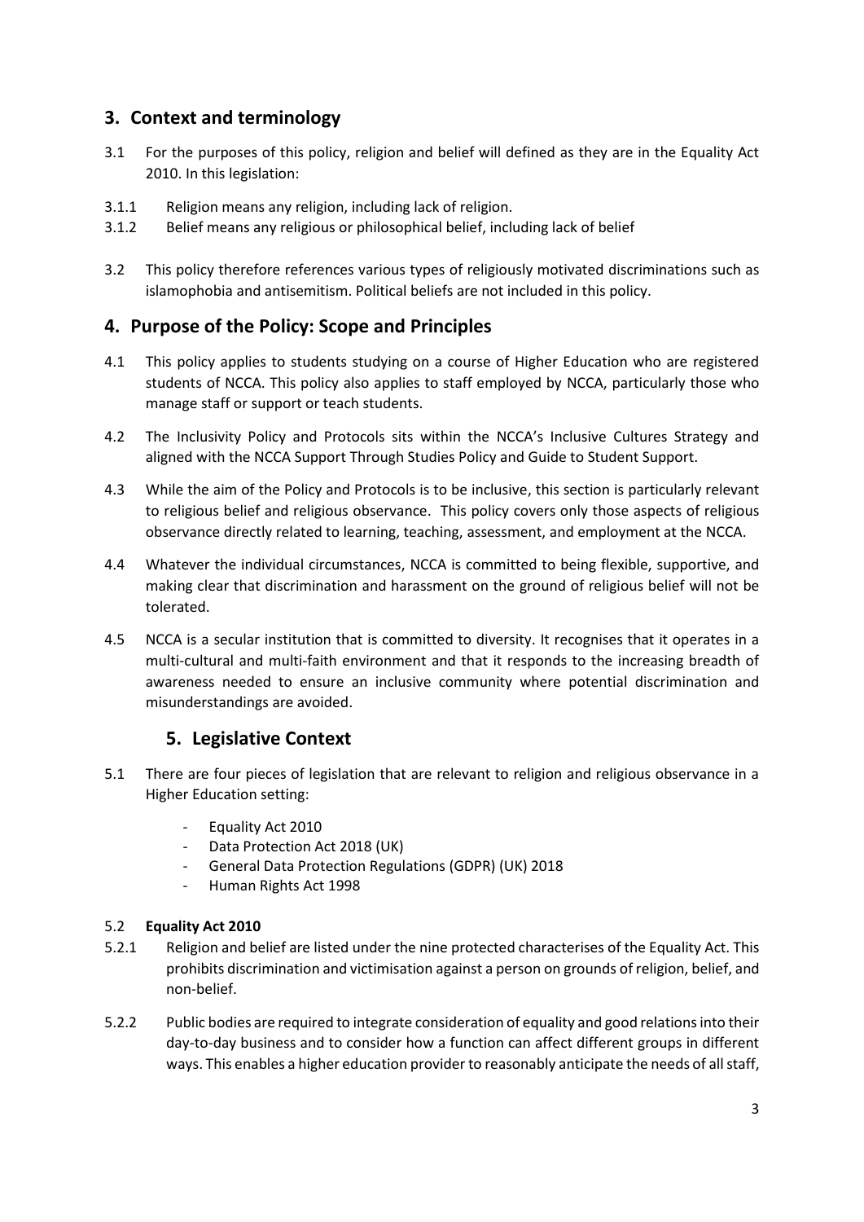## 3. Context and terminology

3.1 For the purposes of this policy, religion and belief will defined as they are in the Equality Act 2010. In this legislation:

3.1.1 Religion means any religion, including lack of religion.

3.1.2 Belief means any religious or philosophical belief, including lack of belief

3.2 This policy therefore references various types of religiously motivated discriminations such as islamophobia and antisemitism. Political beliefs are not included in this policy.

## 4. Purpose of the Policy: Scope and Principles

4.1 This policy applies to students studying on a course of Higher Education who are registered students of NCCA. This policy also applies to staff employed by NCCA, particularly those who manage staff or support or teach students.

4.2 The Inclusivity Policy and Protocols sits within the NCCA's Inclusive Cultures Strategy and aligned with the NCCA Support Through Studies Policy and Guide to Student Support.

4.3 While the aim of the Policy and Protocols is to be inclusive, this section is particularly relevant to religious belief and religious observance. This policy covers only those aspects of religious observance directly related to learning, teaching, assessment, and employment at the NCCA.

4.4 Whatever the individual circumstances, NCCA is committed to being flexible, supportive, and making clear that discrimination and harassment on the ground of religious belief will not be tolerated.

4.5 NCCA is a secular institution that is committed to diversity. It recognises that it operates in a multi-cultural and multi-faith environment and that it responds to the increasing breadth of awareness needed to ensure an inclusive community where potential discrimination and misunderstandings are avoided.

## 5. Legislative Context

5.1 There are four pieces of legislation that are relevant to religion and religious observance in a Higher Education setting:

- Equality Act 2010
- Data Protection Act 2018 (UK)
- General Data Protection Regulations (GDPR) (UK) 2018
- Human Rights Act 1998

5.2 **Equality Act 2010**

5.2.1 Religion and belief are listed under the nine protected characterises of the Equality Act. This prohibits discrimination and victimisation against a person on grounds of religion, belief, and non-belief.

5.2.2 Public bodies are required to integrate consideration of equality and good relations into their day-to-day business and to consider how a function can affect different groups in different ways. This enables a higher education provider to reasonably anticipate the needs of all staff,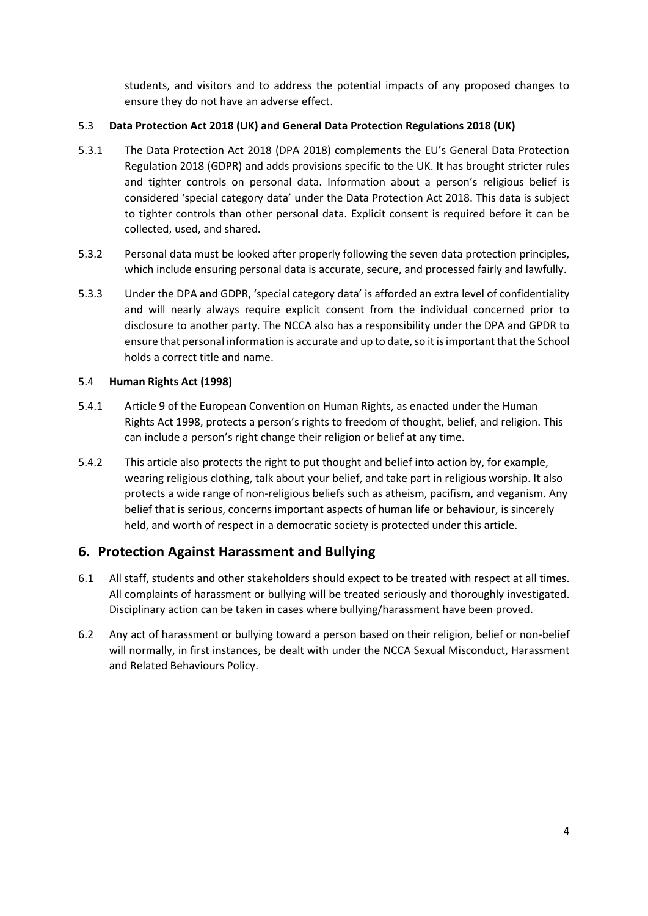students, and visitors and to address the potential impacts of any proposed changes to ensure they do not have an adverse effect.

5.3 **Data Protection Act 2018 (UK) and General Data Protection Regulations 2018 (UK)**

5.3.1 The Data Protection Act 2018 (DPA 2018) complements the EU's General Data Protection Regulation 2018 (GDPR) and adds provisions specific to the UK. It has brought stricter rules and tighter controls on personal data. Information about a person's religious belief is considered 'special category data' under the Data Protection Act 2018. This data is subject to tighter controls than other personal data. Explicit consent is required before it can be collected, used, and shared.

5.3.2 Personal data must be looked after properly following the seven data protection principles, which include ensuring personal data is accurate, secure, and processed fairly and lawfully.

5.3.3 Under the DPA and GDPR, 'special category data' is afforded an extra level of confidentiality and will nearly always require explicit consent from the individual concerned prior to disclosure to another party. The NCCA also has a responsibility under the DPA and GPDR to ensure that personal information is accurate and up to date, so it is important that the School holds a correct title and name.

5.4 **Human Rights Act (1998)**

5.4.1 Article 9 of the European Convention on Human Rights, as enacted under the Human Rights Act 1998, protects a person's rights to freedom of thought, belief, and religion. This can include a person's right change their religion or belief at any time.

5.4.2 This article also protects the right to put thought and belief into action by, for example, wearing religious clothing, talk about your belief, and take part in religious worship. It also protects a wide range of non-religious beliefs such as atheism, pacifism, and veganism. Any belief that is serious, concerns important aspects of human life or behaviour, is sincerely held, and worth of respect in a democratic society is protected under this article.

## 6. Protection Against Harassment and Bullying

6.1 All staff, students and other stakeholders should expect to be treated with respect at all times. All complaints of harassment or bullying will be treated seriously and thoroughly investigated. Disciplinary action can be taken in cases where bullying/harassment have been proved.

6.2 Any act of harassment or bullying toward a person based on their religion, belief or non-belief will normally, in first instances, be dealt with under the NCCA Sexual Misconduct, Harassment and Related Behaviours Policy.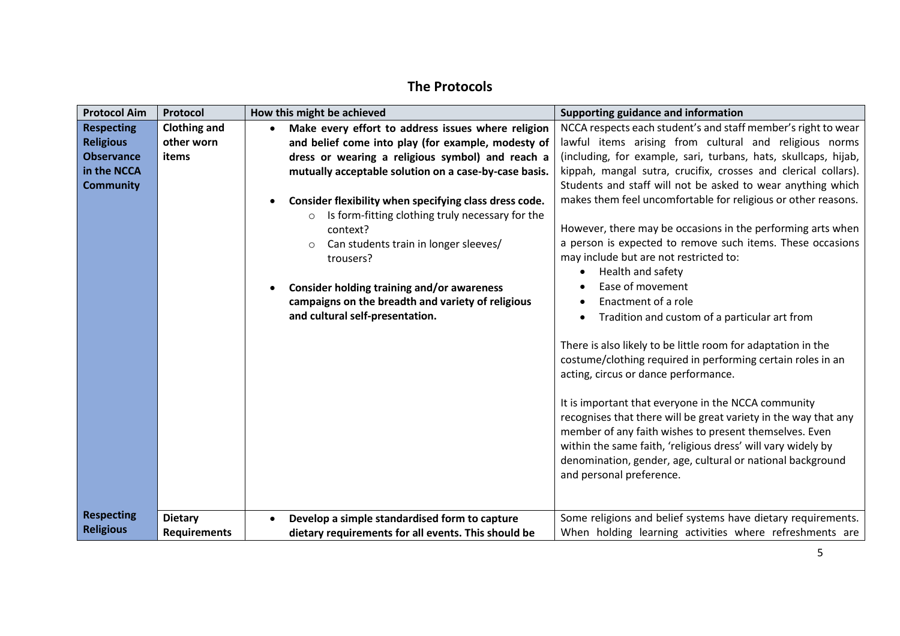## The Protocols

| Protocol Aim | Protocol | How this might be achieved | Supporting guidance and information |
|---|---|---|---|
| **Respecting Religious Observance in the NCCA Community** | **Clothing and other worn items** | • **Make every effort to address issues where religion and belief come into play (for example, modesty of dress or wearing a religious symbol) and reach a mutually acceptable solution on a case-by-case basis.**<br><br>• **Consider flexibility when specifying class dress code.**<br>  ○ Is form-fitting clothing truly necessary for the context?<br>  ○ Can students train in longer sleeves/ trousers?<br><br>• **Consider holding training and/or awareness campaigns on the breadth and variety of religious and cultural self-presentation.** | NCCA respects each student's and staff member's right to wear lawful items arising from cultural and religious norms (including, for example, sari, turbans, hats, skullcaps, hijab, kippah, mangal sutra, crucifix, crosses and clerical collars). Students and staff will not be asked to wear anything which makes them feel uncomfortable for religious or other reasons.<br><br>However, there may be occasions in the performing arts when a person is expected to remove such items. These occasions may include but are not restricted to:<br>• Health and safety<br>• Ease of movement<br>• Enactment of a role<br>• Tradition and custom of a particular art from<br><br>There is also likely to be little room for adaptation in the costume/clothing required in performing certain roles in an acting, circus or dance performance.<br><br>It is important that everyone in the NCCA community recognises that there will be great variety in the way that any member of any faith wishes to present themselves. Even within the same faith, 'religious dress' will vary widely by denomination, gender, age, cultural or national background and personal preference. |
| **Respecting Religious** | **Dietary Requirements** | • **Develop a simple standardised form to capture dietary requirements for all events. This should be** | Some religions and belief systems have dietary requirements. When holding learning activities where refreshments are |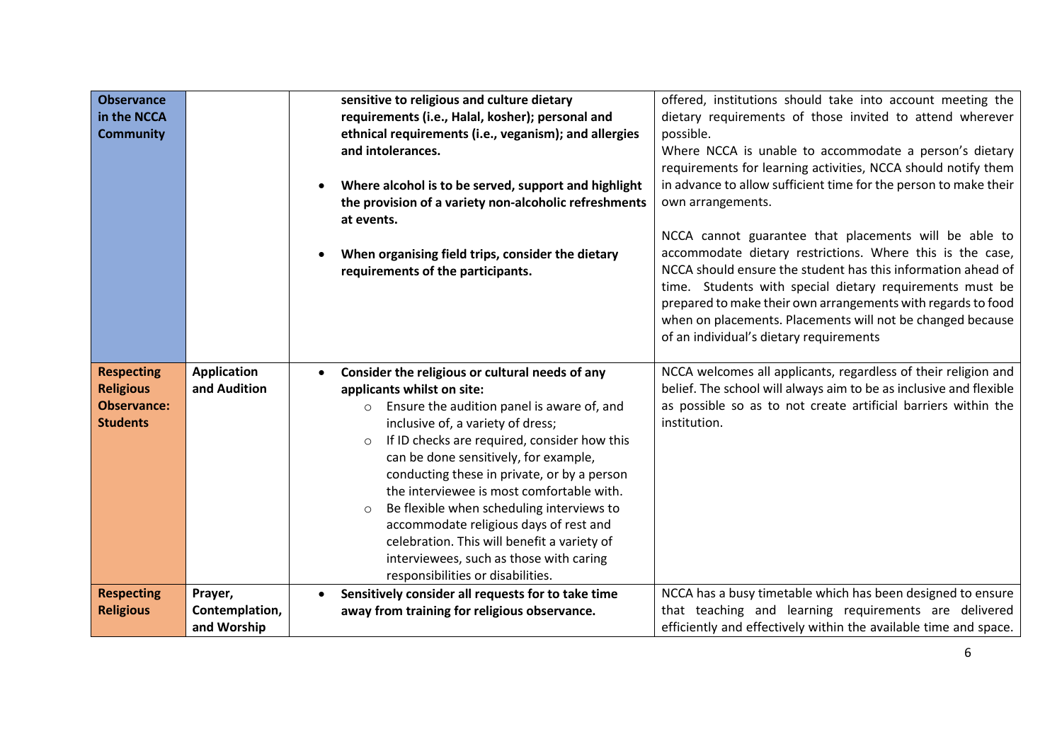| | | | |
|---|---|---|---|
| **Observance in the NCCA Community** | | **sensitive to religious and culture dietary requirements (i.e., Halal, kosher); personal and ethnical requirements (i.e., veganism); and allergies and intolerances.**<br><br>• **Where alcohol is to be served, support and highlight the provision of a variety non-alcoholic refreshments at events.**<br><br>• **When organising field trips, consider the dietary requirements of the participants.** | offered, institutions should take into account meeting the dietary requirements of those invited to attend wherever possible.<br>Where NCCA is unable to accommodate a person's dietary requirements for learning activities, NCCA should notify them in advance to allow sufficient time for the person to make their own arrangements.<br><br>NCCA cannot guarantee that placements will be able to accommodate dietary restrictions. Where this is the case, NCCA should ensure the student has this information ahead of time. Students with special dietary requirements must be prepared to make their own arrangements with regards to food when on placements. Placements will not be changed because of an individual's dietary requirements |
| **Respecting Religious Observance: Students** | **Application and Audition** | • **Consider the religious or cultural needs of any applicants whilst on site:**<br>○ Ensure the audition panel is aware of, and inclusive of, a variety of dress;<br>○ If ID checks are required, consider how this can be done sensitively, for example, conducting these in private, or by a person the interviewee is most comfortable with.<br>○ Be flexible when scheduling interviews to accommodate religious days of rest and celebration. This will benefit a variety of interviewees, such as those with caring responsibilities or disabilities. | NCCA welcomes all applicants, regardless of their religion and belief. The school will always aim to be as inclusive and flexible as possible so as to not create artificial barriers within the institution. |
| **Respecting Religious** | **Prayer, Contemplation, and Worship** | • **Sensitively consider all requests for to take time away from training for religious observance.** | NCCA has a busy timetable which has been designed to ensure that teaching and learning requirements are delivered efficiently and effectively within the available time and space. |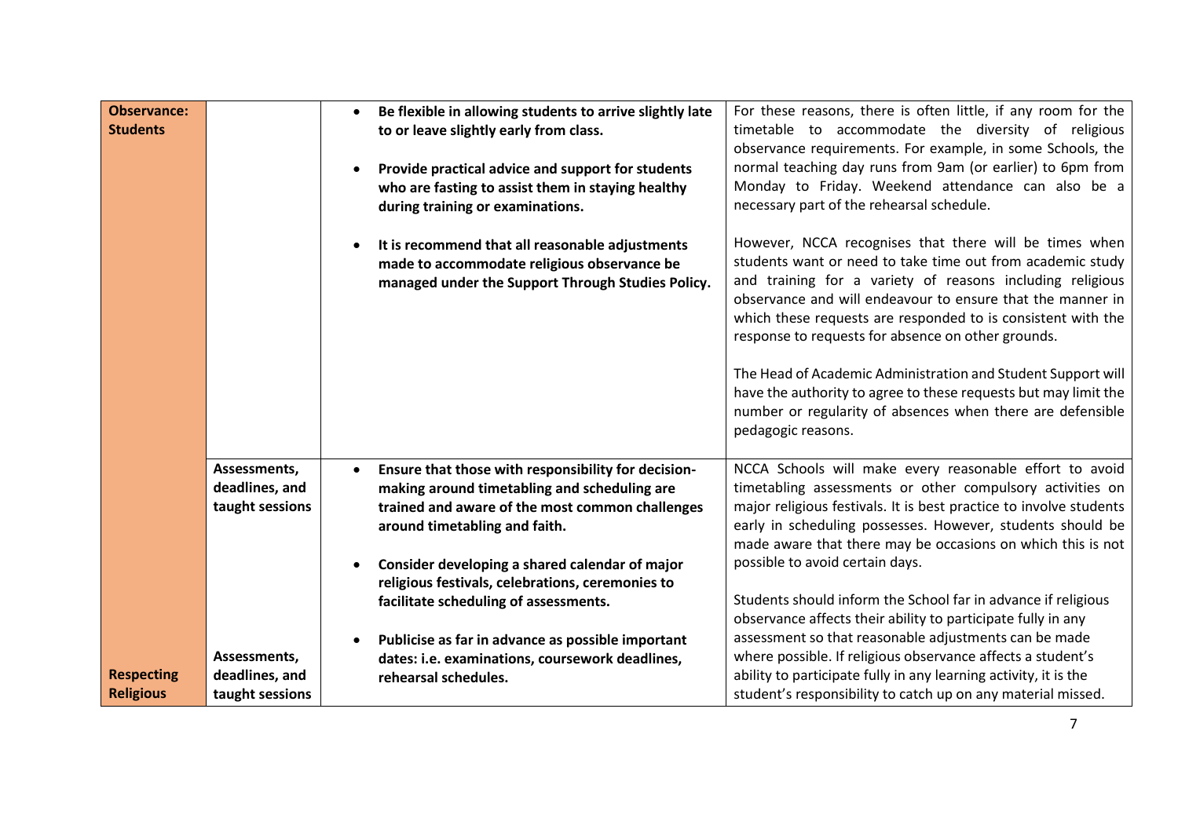| | | | |
|---|---|---|---|
| **Observance: Students** | | • **Be flexible in allowing students to arrive slightly late to or leave slightly early from class.**<br><br>• **Provide practical advice and support for students who are fasting to assist them in staying healthy during training or examinations.**<br><br>• **It is recommend that all reasonable adjustments made to accommodate religious observance be managed under the Support Through Studies Policy.** | For these reasons, there is often little, if any room for the timetable to accommodate the diversity of religious observance requirements. For example, in some Schools, the normal teaching day runs from 9am (or earlier) to 6pm from Monday to Friday. Weekend attendance can also be a necessary part of the rehearsal schedule.<br><br>However, NCCA recognises that there will be times when students want or need to take time out from academic study and training for a variety of reasons including religious observance and will endeavour to ensure that the manner in which these requests are responded to is consistent with the response to requests for absence on other grounds.<br><br>The Head of Academic Administration and Student Support will have the authority to agree to these requests but may limit the number or regularity of absences when there are defensible pedagogic reasons. |
| **Respecting Religious** | **Assessments, deadlines, and taught sessions**<br><br>**Assessments, deadlines, and taught sessions** | • **Ensure that those with responsibility for decision-making around timetabling and scheduling are trained and aware of the most common challenges around timetabling and faith.**<br><br>• **Consider developing a shared calendar of major religious festivals, celebrations, ceremonies to facilitate scheduling of assessments.**<br><br>• **Publicise as far in advance as possible important dates: i.e. examinations, coursework deadlines, rehearsal schedules.** | NCCA Schools will make every reasonable effort to avoid timetabling assessments or other compulsory activities on major religious festivals. It is best practice to involve students early in scheduling possesses. However, students should be made aware that there may be occasions on which this is not possible to avoid certain days.<br><br>Students should inform the School far in advance if religious observance affects their ability to participate fully in any assessment so that reasonable adjustments can be made where possible. If religious observance affects a student's ability to participate fully in any learning activity, it is the student's responsibility to catch up on any material missed. |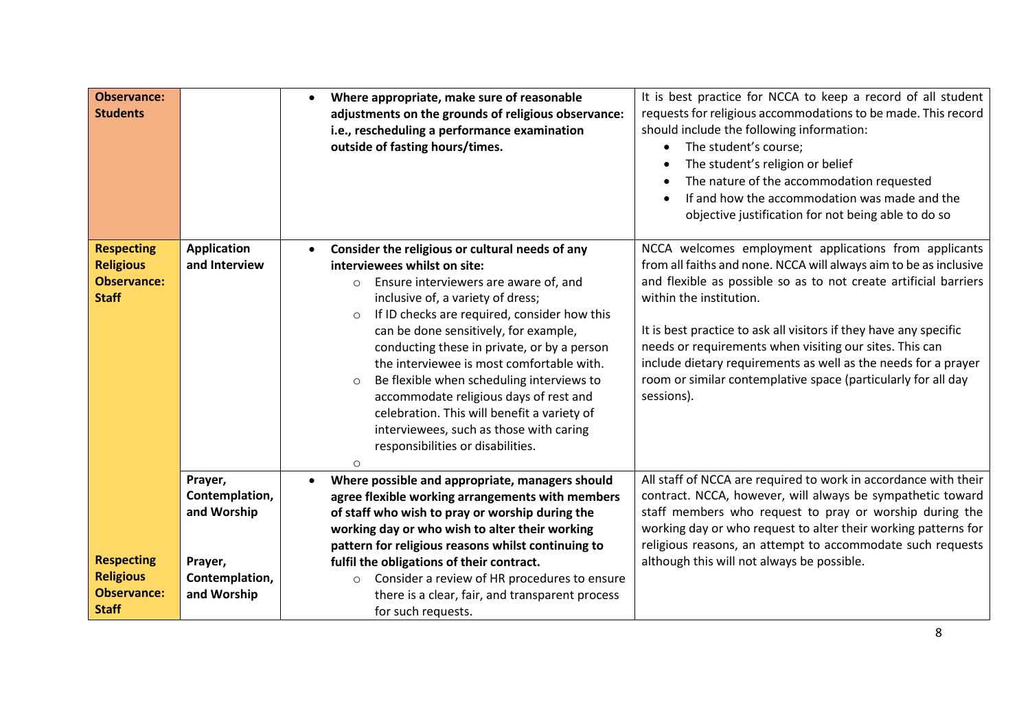| | | | |
|---|---|---|---|
| **Observance: Students** | | • **Where appropriate, make sure of reasonable adjustments on the grounds of religious observance: i.e., rescheduling a performance examination outside of fasting hours/times.** | It is best practice for NCCA to keep a record of all student requests for religious accommodations to be made. This record should include the following information:<br>• The student's course;<br>• The student's religion or belief<br>• The nature of the accommodation requested<br>• If and how the accommodation was made and the objective justification for not being able to do so |
| **Respecting Religious Observance: Staff** | **Application and Interview** | • **Consider the religious or cultural needs of any interviewees whilst on site:**<br>○ Ensure interviewers are aware of, and inclusive of, a variety of dress;<br>○ If ID checks are required, consider how this can be done sensitively, for example, conducting these in private, or by a person the interviewee is most comfortable with.<br>○ Be flexible when scheduling interviews to accommodate religious days of rest and celebration. This will benefit a variety of interviewees, such as those with caring responsibilities or disabilities.<br>○ | NCCA welcomes employment applications from applicants from all faiths and none. NCCA will always aim to be as inclusive and flexible as possible so as to not create artificial barriers within the institution.<br><br>It is best practice to ask all visitors if they have any specific needs or requirements when visiting our sites. This can include dietary requirements as well as the needs for a prayer room or similar contemplative space (particularly for all day sessions). |
| **Respecting Religious Observance: Staff** | **Prayer, Contemplation, and Worship**<br><br>**Prayer, Contemplation, and Worship** | • **Where possible and appropriate, managers should agree flexible working arrangements with members of staff who wish to pray or worship during the working day or who wish to alter their working pattern for religious reasons whilst continuing to fulfil the obligations of their contract.**<br>○ Consider a review of HR procedures to ensure there is a clear, fair, and transparent process for such requests. | All staff of NCCA are required to work in accordance with their contract. NCCA, however, will always be sympathetic toward staff members who request to pray or worship during the working day or who request to alter their working patterns for religious reasons, an attempt to accommodate such requests although this will not always be possible. |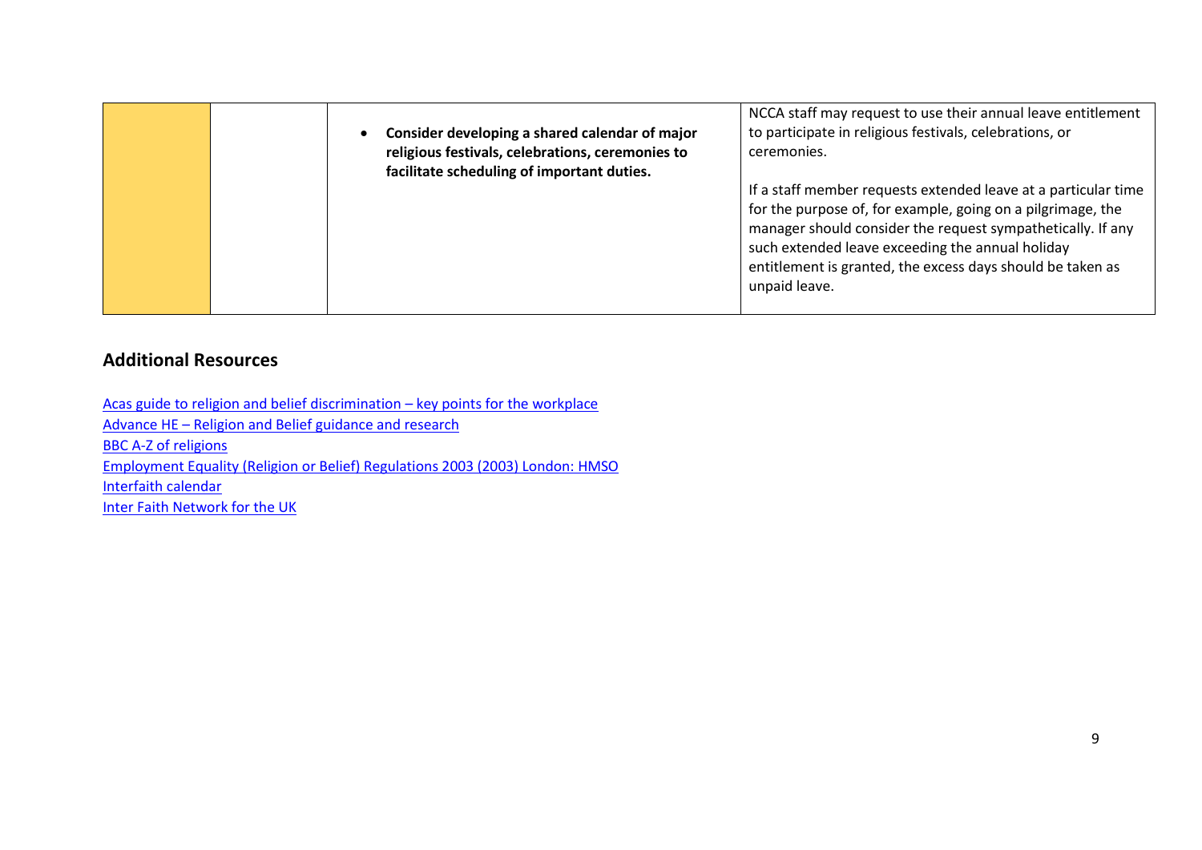| | | | |
|---|---|---|---|
| | | • **Consider developing a shared calendar of major religious festivals, celebrations, ceremonies to facilitate scheduling of important duties.** | NCCA staff may request to use their annual leave entitlement to participate in religious festivals, celebrations, or ceremonies.<br><br>If a staff member requests extended leave at a particular time for the purpose of, for example, going on a pilgrimage, the manager should consider the request sympathetically. If any such extended leave exceeding the annual holiday entitlement is granted, the excess days should be taken as unpaid leave. |

## Additional Resources

Acas guide to religion and belief discrimination – key points for the workplace
Advance HE – Religion and Belief guidance and research
BBC A-Z of religions
Employment Equality (Religion or Belief) Regulations 2003 (2003) London: HMSO
Interfaith calendar
Inter Faith Network for the UK